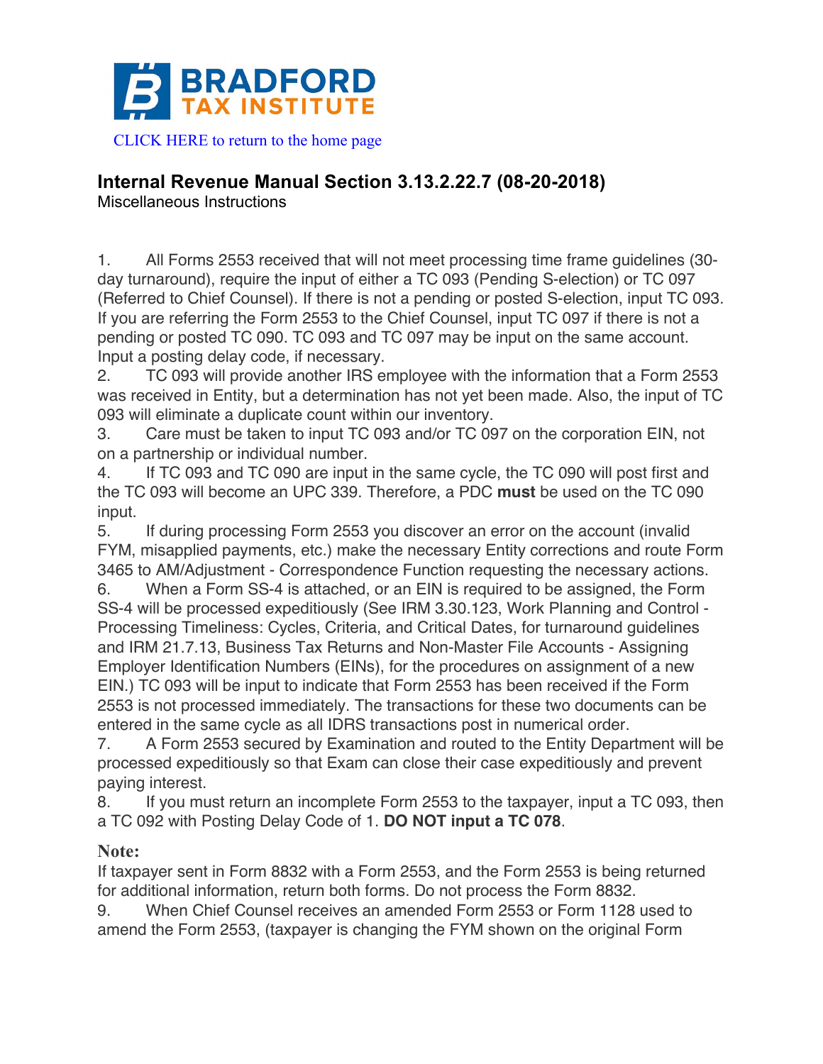# BRADFORD TAX INSTITUTE

CLICK HERE to return to the home page

## Internal Revenue Manual Section 3.13.2.22.7 (08-20-2018)

Miscellaneous Instructions

1. All Forms 2553 received that will not meet processing time frame guidelines (30-day turnaround), require the input of either a TC 093 (Pending S-election) or TC 097 (Referred to Chief Counsel). If there is not a pending or posted S-election, input TC 093. If you are referring the Form 2553 to the Chief Counsel, input TC 097 if there is not a pending or posted TC 090. TC 093 and TC 097 may be input on the same account. Input a posting delay code, if necessary.
2. TC 093 will provide another IRS employee with the information that a Form 2553 was received in Entity, but a determination has not yet been made. Also, the input of TC 093 will eliminate a duplicate count within our inventory.
3. Care must be taken to input TC 093 and/or TC 097 on the corporation EIN, not on a partnership or individual number.
4. If TC 093 and TC 090 are input in the same cycle, the TC 090 will post first and the TC 093 will become an UPC 339. Therefore, a PDC **must** be used on the TC 090 input.
5. If during processing Form 2553 you discover an error on the account (invalid FYM, misapplied payments, etc.) make the necessary Entity corrections and route Form 3465 to AM/Adjustment - Correspondence Function requesting the necessary actions.
6. When a Form SS-4 is attached, or an EIN is required to be assigned, the Form SS-4 will be processed expeditiously (See IRM 3.30.123, Work Planning and Control - Processing Timeliness: Cycles, Criteria, and Critical Dates, for turnaround guidelines and IRM 21.7.13, Business Tax Returns and Non-Master File Accounts - Assigning Employer Identification Numbers (EINs), for the procedures on assignment of a new EIN.) TC 093 will be input to indicate that Form 2553 has been received if the Form 2553 is not processed immediately. The transactions for these two documents can be entered in the same cycle as all IDRS transactions post in numerical order.
7. A Form 2553 secured by Examination and routed to the Entity Department will be processed expeditiously so that Exam can close their case expeditiously and prevent paying interest.
8. If you must return an incomplete Form 2553 to the taxpayer, input a TC 093, then a TC 092 with Posting Delay Code of 1. **DO NOT input a TC 078**.

**Note:**

If taxpayer sent in Form 8832 with a Form 2553, and the Form 2553 is being returned for additional information, return both forms. Do not process the Form 8832.

9. When Chief Counsel receives an amended Form 2553 or Form 1128 used to amend the Form 2553, (taxpayer is changing the FYM shown on the original Form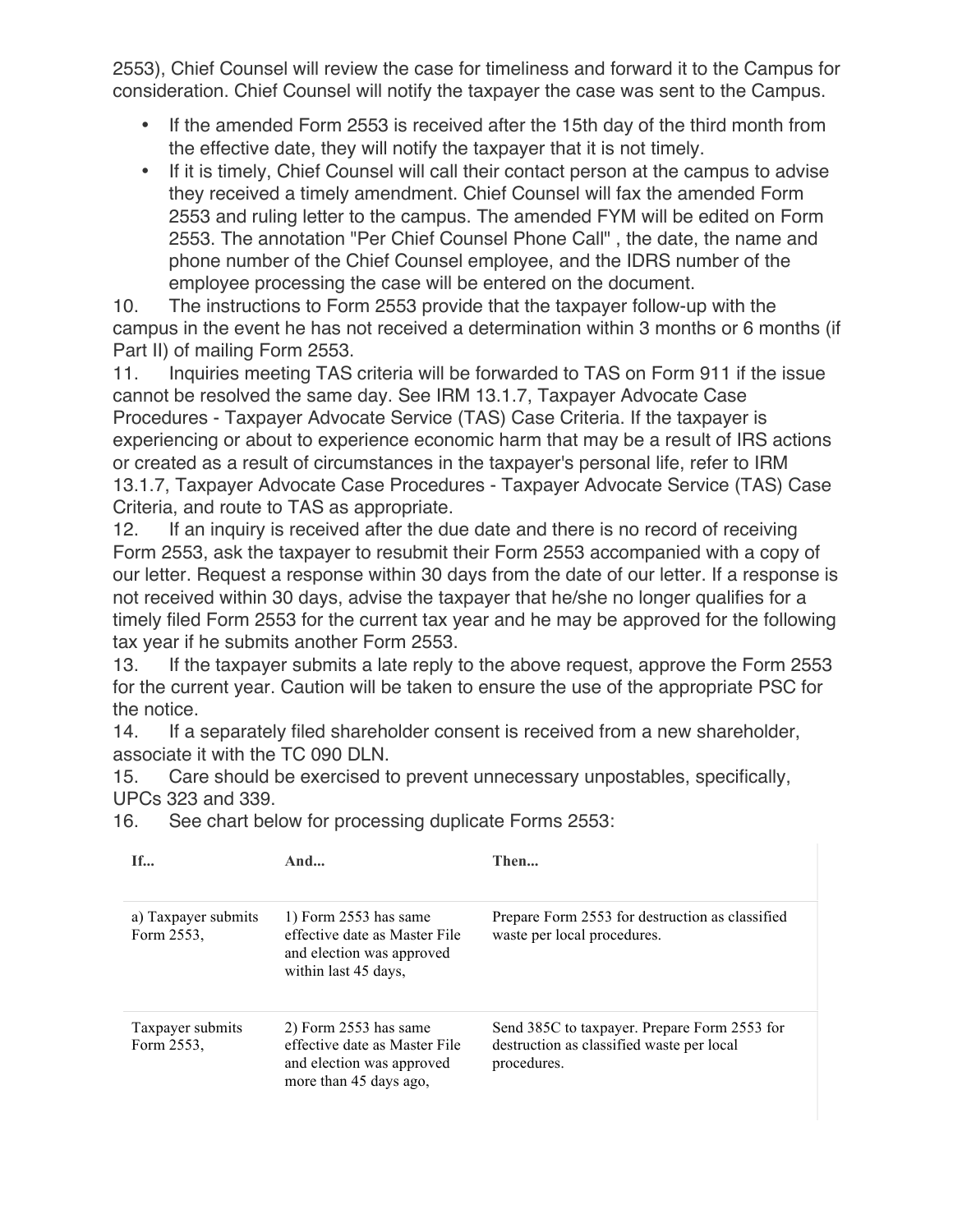2553), Chief Counsel will review the case for timeliness and forward it to the Campus for consideration. Chief Counsel will notify the taxpayer the case was sent to the Campus.

- If the amended Form 2553 is received after the 15th day of the third month from the effective date, they will notify the taxpayer that it is not timely.
- If it is timely, Chief Counsel will call their contact person at the campus to advise they received a timely amendment. Chief Counsel will fax the amended Form 2553 and ruling letter to the campus. The amended FYM will be edited on Form 2553. The annotation "Per Chief Counsel Phone Call" , the date, the name and phone number of the Chief Counsel employee, and the IDRS number of the employee processing the case will be entered on the document.

10. The instructions to Form 2553 provide that the taxpayer follow-up with the campus in the event he has not received a determination within 3 months or 6 months (if Part II) of mailing Form 2553.
11. Inquiries meeting TAS criteria will be forwarded to TAS on Form 911 if the issue cannot be resolved the same day. See IRM 13.1.7, Taxpayer Advocate Case Procedures - Taxpayer Advocate Service (TAS) Case Criteria. If the taxpayer is experiencing or about to experience economic harm that may be a result of IRS actions or created as a result of circumstances in the taxpayer's personal life, refer to IRM 13.1.7, Taxpayer Advocate Case Procedures - Taxpayer Advocate Service (TAS) Case Criteria, and route to TAS as appropriate.
12. If an inquiry is received after the due date and there is no record of receiving Form 2553, ask the taxpayer to resubmit their Form 2553 accompanied with a copy of our letter. Request a response within 30 days from the date of our letter. If a response is not received within 30 days, advise the taxpayer that he/she no longer qualifies for a timely filed Form 2553 for the current tax year and he may be approved for the following tax year if he submits another Form 2553.
13. If the taxpayer submits a late reply to the above request, approve the Form 2553 for the current year. Caution will be taken to ensure the use of the appropriate PSC for the notice.
14. If a separately filed shareholder consent is received from a new shareholder, associate it with the TC 090 DLN.
15. Care should be exercised to prevent unnecessary unpostables, specifically, UPCs 323 and 339.
16. See chart below for processing duplicate Forms 2553:

| If... | And... | Then... |
|---|---|---|
| a) Taxpayer submits Form 2553, | 1) Form 2553 has same effective date as Master File and election was approved within last 45 days, | Prepare Form 2553 for destruction as classified waste per local procedures. |
| Taxpayer submits Form 2553, | 2) Form 2553 has same effective date as Master File and election was approved more than 45 days ago, | Send 385C to taxpayer. Prepare Form 2553 for destruction as classified waste per local procedures. |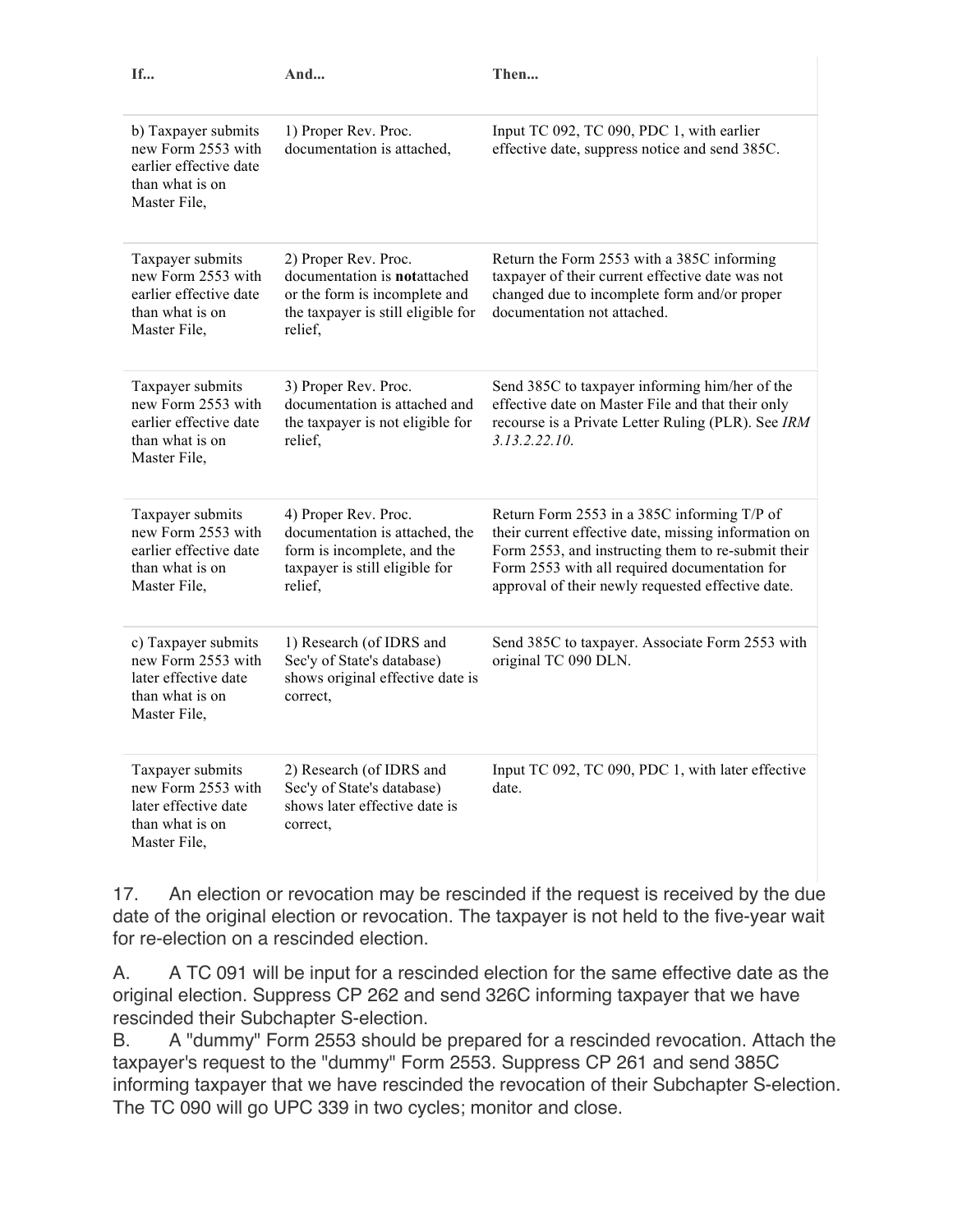| If... | And... | Then... |
|---|---|---|
| b) Taxpayer submits new Form 2553 with earlier effective date than what is on Master File, | 1) Proper Rev. Proc. documentation is attached, | Input TC 092, TC 090, PDC 1, with earlier effective date, suppress notice and send 385C. |
| Taxpayer submits new Form 2553 with earlier effective date than what is on Master File, | 2) Proper Rev. Proc. documentation is **not**attached or the form is incomplete and the taxpayer is still eligible for relief, | Return the Form 2553 with a 385C informing taxpayer of their current effective date was not changed due to incomplete form and/or proper documentation not attached. |
| Taxpayer submits new Form 2553 with earlier effective date than what is on Master File, | 3) Proper Rev. Proc. documentation is attached and the taxpayer is not eligible for relief, | Send 385C to taxpayer informing him/her of the effective date on Master File and that their only recourse is a Private Letter Ruling (PLR). See *IRM 3.13.2.22.10*. |
| Taxpayer submits new Form 2553 with earlier effective date than what is on Master File, | 4) Proper Rev. Proc. documentation is attached, the form is incomplete, and the taxpayer is still eligible for relief, | Return Form 2553 in a 385C informing T/P of their current effective date, missing information on Form 2553, and instructing them to re-submit their Form 2553 with all required documentation for approval of their newly requested effective date. |
| c) Taxpayer submits new Form 2553 with later effective date than what is on Master File, | 1) Research (of IDRS and Sec'y of State's database) shows original effective date is correct, | Send 385C to taxpayer. Associate Form 2553 with original TC 090 DLN. |
| Taxpayer submits new Form 2553 with later effective date than what is on Master File, | 2) Research (of IDRS and Sec'y of State's database) shows later effective date is correct, | Input TC 092, TC 090, PDC 1, with later effective date. |

17. An election or revocation may be rescinded if the request is received by the due date of the original election or revocation. The taxpayer is not held to the five-year wait for re-election on a rescinded election.

A. A TC 091 will be input for a rescinded election for the same effective date as the original election. Suppress CP 262 and send 326C informing taxpayer that we have rescinded their Subchapter S-election.

B. A "dummy" Form 2553 should be prepared for a rescinded revocation. Attach the taxpayer's request to the "dummy" Form 2553. Suppress CP 261 and send 385C informing taxpayer that we have rescinded the revocation of their Subchapter S-election. The TC 090 will go UPC 339 in two cycles; monitor and close.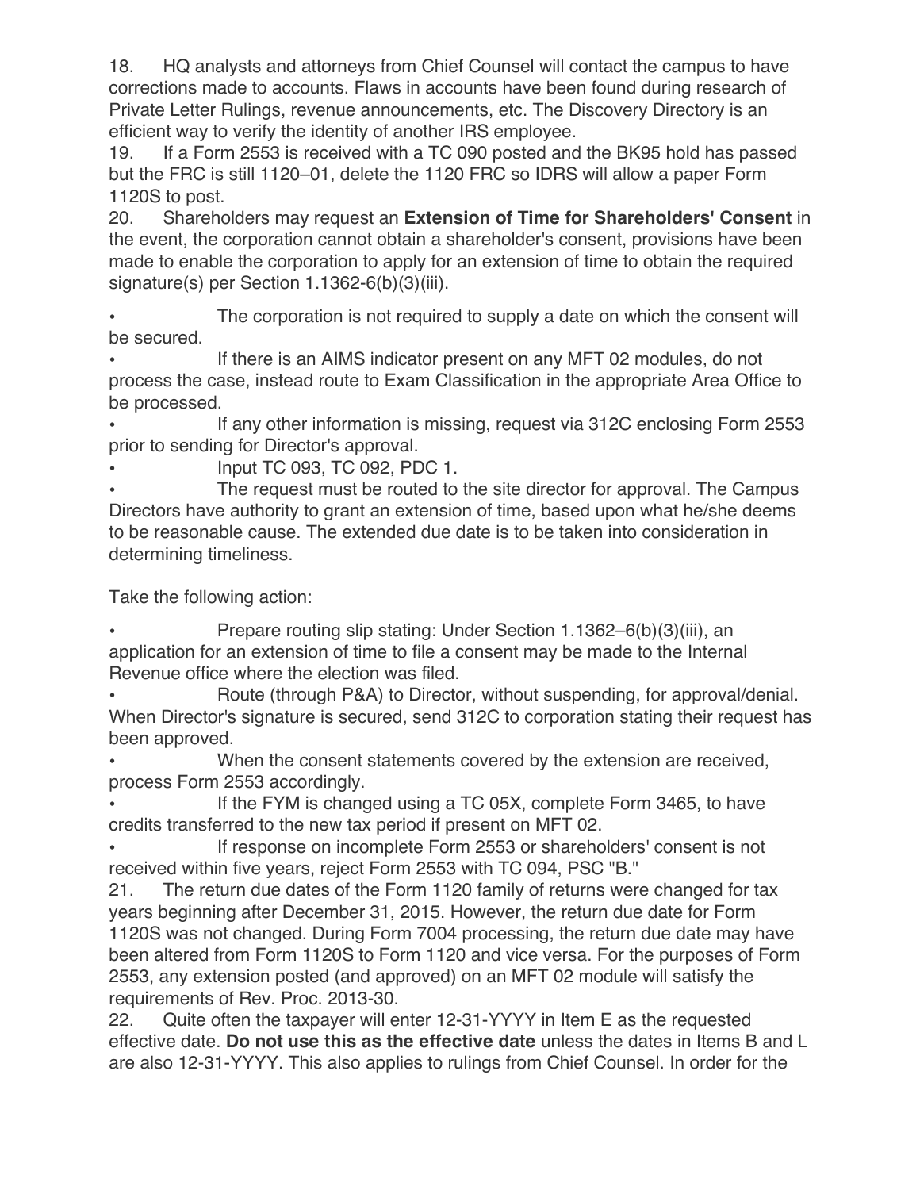18. HQ analysts and attorneys from Chief Counsel will contact the campus to have corrections made to accounts. Flaws in accounts have been found during research of Private Letter Rulings, revenue announcements, etc. The Discovery Directory is an efficient way to verify the identity of another IRS employee.

19. If a Form 2553 is received with a TC 090 posted and the BK95 hold has passed but the FRC is still 1120–01, delete the 1120 FRC so IDRS will allow a paper Form 1120S to post.

20. Shareholders may request an **Extension of Time for Shareholders' Consent** in the event, the corporation cannot obtain a shareholder's consent, provisions have been made to enable the corporation to apply for an extension of time to obtain the required signature(s) per Section 1.1362-6(b)(3)(iii).

- The corporation is not required to supply a date on which the consent will be secured.
- If there is an AIMS indicator present on any MFT 02 modules, do not process the case, instead route to Exam Classification in the appropriate Area Office to be processed.
- If any other information is missing, request via 312C enclosing Form 2553 prior to sending for Director's approval.
- Input TC 093, TC 092, PDC 1.
- The request must be routed to the site director for approval. The Campus Directors have authority to grant an extension of time, based upon what he/she deems to be reasonable cause. The extended due date is to be taken into consideration in determining timeliness.

Take the following action:

- Prepare routing slip stating: Under Section 1.1362–6(b)(3)(iii), an application for an extension of time to file a consent may be made to the Internal Revenue office where the election was filed.
- Route (through P&A) to Director, without suspending, for approval/denial. When Director's signature is secured, send 312C to corporation stating their request has been approved.
- When the consent statements covered by the extension are received, process Form 2553 accordingly.
- If the FYM is changed using a TC 05X, complete Form 3465, to have credits transferred to the new tax period if present on MFT 02.
- If response on incomplete Form 2553 or shareholders' consent is not received within five years, reject Form 2553 with TC 094, PSC "B."

21. The return due dates of the Form 1120 family of returns were changed for tax years beginning after December 31, 2015. However, the return due date for Form 1120S was not changed. During Form 7004 processing, the return due date may have been altered from Form 1120S to Form 1120 and vice versa. For the purposes of Form 2553, any extension posted (and approved) on an MFT 02 module will satisfy the requirements of Rev. Proc. 2013-30.

22. Quite often the taxpayer will enter 12-31-YYYY in Item E as the requested effective date. **Do not use this as the effective date** unless the dates in Items B and L are also 12-31-YYYY. This also applies to rulings from Chief Counsel. In order for the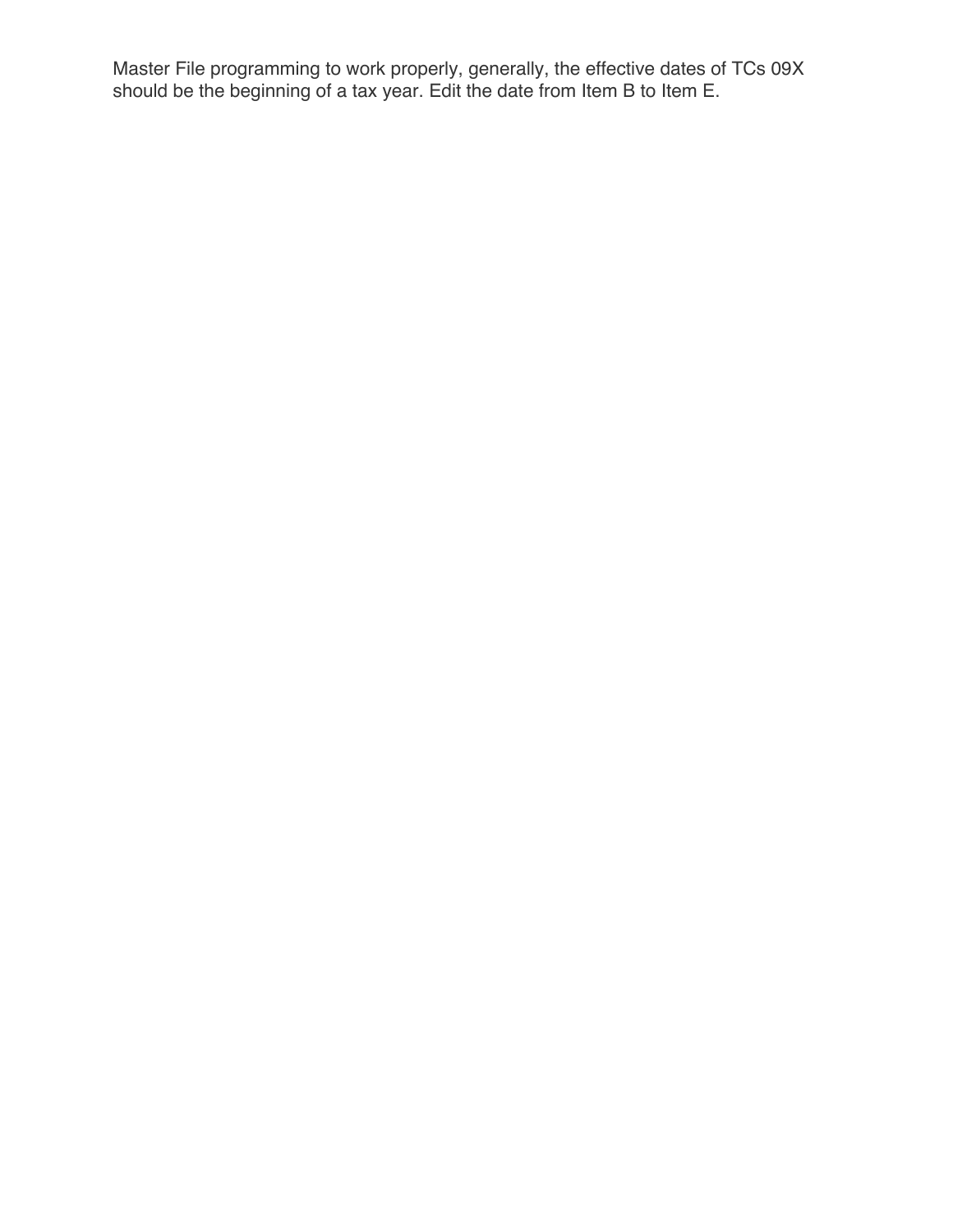Master File programming to work properly, generally, the effective dates of TCs 09X should be the beginning of a tax year. Edit the date from Item B to Item E.